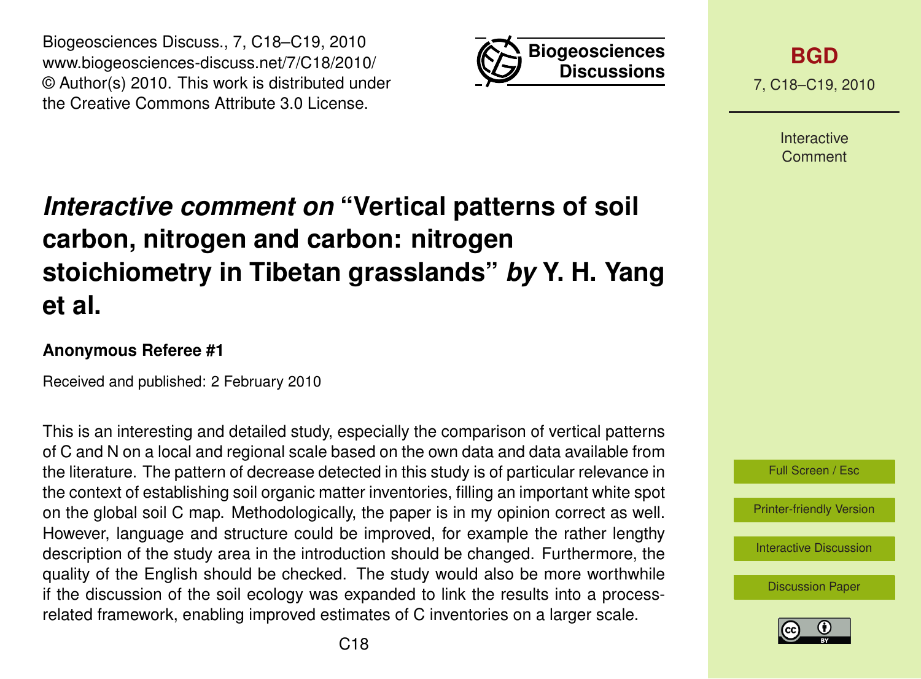# *Interactive comment on* "Vertical patterns of soil carbon, nitrogen and carbon: nitrogen stoichiometry in Tibetan grasslands" *by* Y. H. Yang et al.

**Anonymous Referee #1**

Received and published: 2 February 2010

This is an interesting and detailed study, especially the comparison of vertical patterns of C and N on a local and regional scale based on the own data and data available from the literature. The pattern of decrease detected in this study is of particular relevance in the context of establishing soil organic matter inventories, filling an important white spot on the global soil C map. Methodologically, the paper is in my opinion correct as well. However, language and structure could be improved, for example the rather lengthy description of the study area in the introduction should be changed. Furthermore, the quality of the English should be checked. The study would also be more worthwhile if the discussion of the soil ecology was expanded to link the results into a process-related framework, enabling improved estimates of C inventories on a larger scale.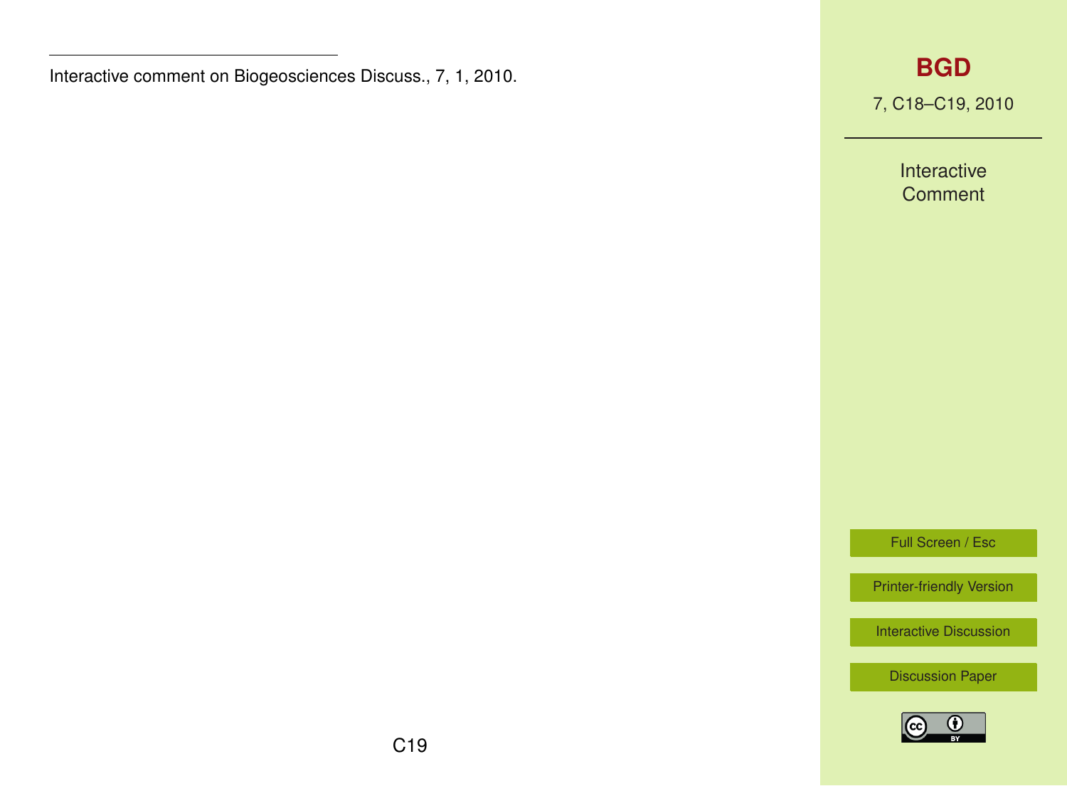Interactive comment on Biogeosciences Discuss., 7, 1, 2010.